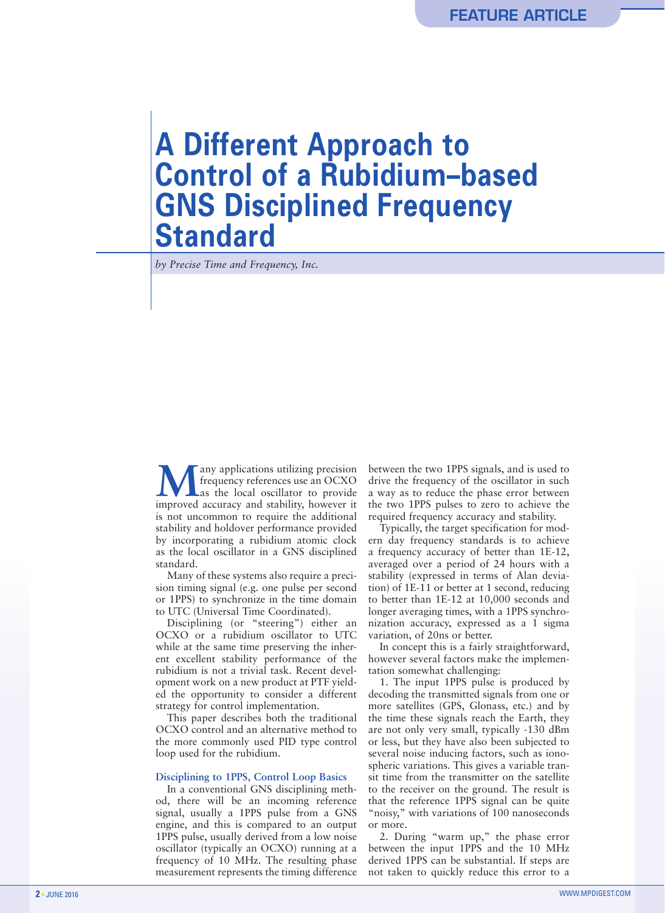# A Different Approach to Control of a Rubidium–based GNS Disciplined Frequency Standard

*by Precise Time and Frequency, Inc.*

Many applications utilizing precision frequency references use an OCXO as the local oscillator to provide improved accuracy and stability, however it is not uncommon to require the additional stability and holdover performance provided by incorporating a rubidium atomic clock as the local oscillator in a GNS disciplined standard.

Many of these systems also require a precision timing signal (e.g. one pulse per second or 1PPS) to synchronize in the time domain to UTC (Universal Time Coordinated).

Disciplining (or "steering") either an OCXO or a rubidium oscillator to UTC while at the same time preserving the inherent excellent stability performance of the rubidium is not a trivial task. Recent development work on a new product at PTF yielded the opportunity to consider a different strategy for control implementation.

This paper describes both the traditional OCXO control and an alternative method to the more commonly used PID type control loop used for the rubidium.

### Disciplining to 1PPS, Control Loop Basics

In a conventional GNS disciplining method, there will be an incoming reference signal, usually a 1PPS pulse from a GNS engine, and this is compared to an output 1PPS pulse, usually derived from a low noise oscillator (typically an OCXO) running at a frequency of 10 MHz. The resulting phase measurement represents the timing difference between the two 1PPS signals, and is used to drive the frequency of the oscillator in such a way as to reduce the phase error between the two 1PPS pulses to zero to achieve the required frequency accuracy and stability.

Typically, the target specification for modern day frequency standards is to achieve a frequency accuracy of better than 1E-12, averaged over a period of 24 hours with a stability (expressed in terms of Alan deviation) of 1E-11 or better at 1 second, reducing to better than 1E-12 at 10,000 seconds and longer averaging times, with a 1PPS synchronization accuracy, expressed as a 1 sigma variation, of 20ns or better.

In concept this is a fairly straightforward, however several factors make the implementation somewhat challenging:

1. The input 1PPS pulse is produced by decoding the transmitted signals from one or more satellites (GPS, Glonass, etc.) and by the time these signals reach the Earth, they are not only very small, typically -130 dBm or less, but they have also been subjected to several noise inducing factors, such as ionospheric variations. This gives a variable transit time from the transmitter on the satellite to the receiver on the ground. The result is that the reference 1PPS signal can be quite "noisy," with variations of 100 nanoseconds or more.

2. During "warm up," the phase error between the input 1PPS and the 10 MHz derived 1PPS can be substantial. If steps are not taken to quickly reduce this error to a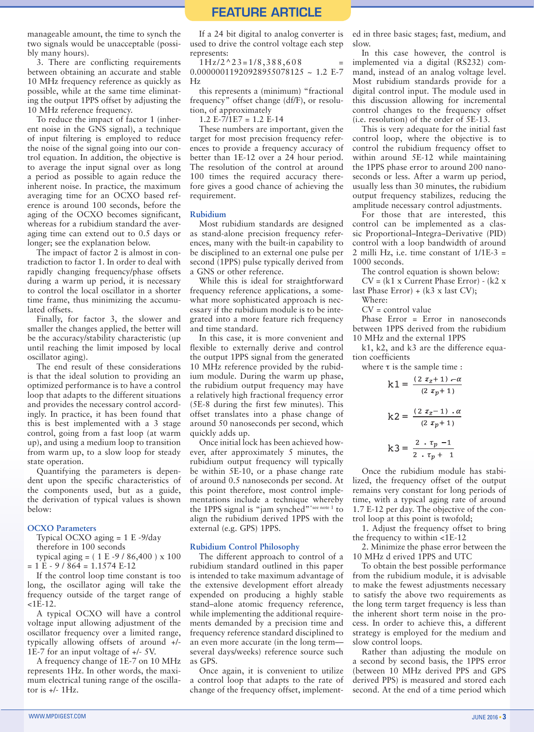manageable amount, the time to synch the two signals would be unacceptable (possibly many hours).

3. There are conflicting requirements between obtaining an accurate and stable 10 MHz frequency reference as quickly as possible, while at the same time eliminating the output 1PPS offset by adjusting the 10 MHz reference frequency.

To reduce the impact of factor 1 (inherent noise in the GNS signal), a technique of input filtering is employed to reduce the noise of the signal going into our control equation. In addition, the objective is to average the input signal over as long a period as possible to again reduce the inherent noise. In practice, the maximum averaging time for an OCXO based reference is around 100 seconds, before the aging of the OCXO becomes significant, whereas for a rubidium standard the averaging time can extend out to 0.5 days or longer; see the explanation below.

The impact of factor 2 is almost in contradiction to factor 1. In order to deal with rapidly changing frequency/phase offsets during a warm up period, it is necessary to control the local oscillator in a shorter time frame, thus minimizing the accumulated offsets.

Finally, for factor 3, the slower and smaller the changes applied, the better will be the accuracy/stability characteristic (up until reaching the limit imposed by local oscillator aging).

The end result of these considerations is that the ideal solution to providing an optimized performance is to have a control loop that adapts to the different situations and provides the necessary control accordingly. In practice, it has been found that this is best implemented with a 3 stage control, going from a fast loop (at warm up), and using a medium loop to transition from warm up, to a slow loop for steady state operation.

Quantifying the parameters is dependent upon the specific characteristics of the components used, but as a guide, the derivation of typical values is shown below:

### OCXO Parameters

Typical OCXO aging = 1 E -9/day

therefore in 100 seconds

typical aging = ( 1 E -9 / 86,400 ) x 100 = 1 E - 9 / 864 = 1.1574 E-12

If the control loop time constant is too long, the oscillator aging will take the frequency outside of the target range of <1E-12.

A typical OCXO will have a control voltage input allowing adjustment of the oscillator frequency over a limited range, typically allowing offsets of around +/- 1E-7 for an input voltage of +/- 5V.

A frequency change of 1E-7 on 10 MHz represents 1Hz. In other words, the maximum electrical tuning range of the oscillator is +/- 1Hz.

If a 24 bit digital to analog converter is used to drive the control voltage each step represents:

1Hz/2^23=1/8,388,608 = 0.00000011920928955078125 ~ 1.2 E-7 Hz

this represents a (minimum) "fractional frequency" offset change (df/F), or resolution, of approximately

1.2 E-7/1E7 = 1.2 E-14

These numbers are important, given the target for most precision frequency references to provide a frequency accuracy of better than 1E-12 over a 24 hour period. The resolution of the control at around 100 times the required accuracy therefore gives a good chance of achieving the requirement.

### Rubidium

Most rubidium standards are designed as stand-alone precision frequency references, many with the built-in capability to be disciplined to an external one pulse per second (1PPS) pulse typically derived from a GNS or other reference.

While this is ideal for straightforward frequency reference applications, a somewhat more sophisticated approach is necessary if the rubidium module is to be integrated into a more feature rich frequency and time standard.

In this case, it is more convenient and flexible to externally derive and control the output 1PPS signal from the generated 10 MHz reference provided by the rubidium module. During the warm up phase, the rubidium output frequency may have a relatively high fractional frequency error (5E-8 during the first few minutes). This offset translates into a phase change of around 50 nanoseconds per second, which quickly adds up.

Once initial lock has been achieved however, after approximately 5 minutes, the rubidium output frequency will typically be within 5E-10, or a phase change rate of around 0.5 nanoseconds per second. At this point therefore, most control implementations include a technique whereby the 1PPS signal is "jam synched"*see note 1 to align the rubidium derived 1PPS with the external (e.g. GPS) 1PPS.

### Rubidium Control Philosophy

The different approach to control of a rubidium standard outlined in this paper is intended to take maximum advantage of the extensive development effort already expended on producing a highly stable stand–alone atomic frequency reference, while implementing the additional requirements demanded by a precision time and frequency reference standard disciplined to an even more accurate (in the long term—several days/weeks) reference source such as GPS.

Once again, it is convenient to utilize a control loop that adapts to the rate of change of the frequency offset, implemented in three basic stages; fast, medium, and slow.

In this case however, the control is implemented via a digital (RS232) command, instead of an analog voltage level. Most rubidium standards provide for a digital control input. The module used in this discussion allowing for incremental control changes to the frequency offset (i.e. resolution) of the order of 5E-13.

This is very adequate for the initial fast control loop, where the objective is to control the rubidium frequency offset to within around 5E-12 while maintaining the 1PPS phase error to around 200 nanoseconds or less. After a warm up period, usually less than 30 minutes, the rubidium output frequency stabilizes, reducing the amplitude necessary control adjustments.

For those that are interested, this control can be implemented as a classic Proportional–Integra–Derivative (PID) control with a loop bandwidth of around 2 milli Hz, i.e. time constant of 1/1E-3 = 1000 seconds.

The control equation is shown below:

CV = (k1 x Current Phase Error) - (k2 x last Phase Error) + (k3 x last CV);

Where:

CV = control value

Phase Error = Error in nanoseconds between 1PPS derived from the rubidium 10 MHz and the external 1PPS

k1, k2, and k3 are the difference equation coefficients

where $\tau$ is the sample time :

$$k1 = \frac{(2\,\tau_z + 1)\cdot\alpha}{(2\,\tau_p + 1)}$$

$$k2 = \frac{(2\,\tau_z - 1)\cdot\alpha}{(2\,\tau_p + 1)}$$

$$k3 = \frac{2\cdot\tau_p - 1}{2\cdot\tau_p + 1}$$

Once the rubidium module has stabilized, the frequency offset of the output remains very constant for long periods of time, with a typical aging rate of around 1.7 E-12 per day. The objective of the control loop at this point is twofold;

1. Adjust the frequency offset to bring the frequency to within <1E-12
2. Minimize the phase error between the 10 MHz d erived 1PPS and UTC

To obtain the best possible performance from the rubidium module, it is advisable to make the fewest adjustments necessary to satisfy the above two requirements as the long term target frequency is less than the inherent short term noise in the process. In order to achieve this, a different strategy is employed for the medium and slow control loops.

Rather than adjusting the module on a second by second basis, the 1PPS error (between 10 MHz derived PPS and GPS derived PPS) is measured and stored each second. At the end of a time period which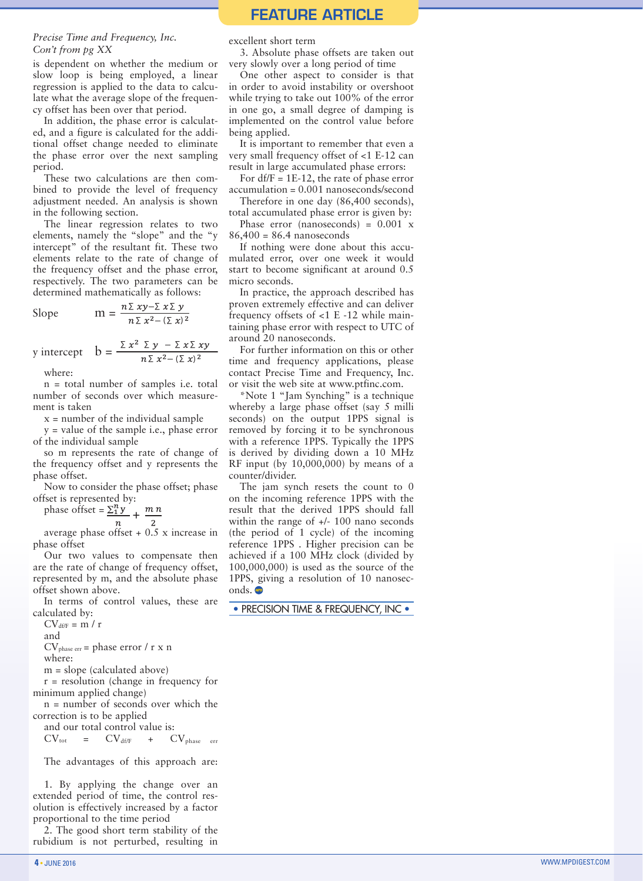*Precise Time and Frequency, Inc.*
*Con't from pg XX*

is dependent on whether the medium or slow loop is being employed, a linear regression is applied to the data to calculate what the average slope of the frequency offset has been over that period.

In addition, the phase error is calculated, and a figure is calculated for the additional offset change needed to eliminate the phase error over the next sampling period.

These two calculations are then combined to provide the level of frequency adjustment needed. An analysis is shown in the following section.

The linear regression relates to two elements, namely the "slope" and the "y intercept" of the resultant fit. These two elements relate to the rate of change of the frequency offset and the phase error, respectively. The two parameters can be determined mathematically as follows:

Slope $$m = \frac{n\Sigma\, xy - \Sigma\, x \Sigma\, y}{n\Sigma\, x^2 - (\Sigma\, x)^2}$$

y intercept $$b = \frac{\Sigma\, x^2\ \Sigma\, y\ - \Sigma\, x \Sigma\, xy}{n\Sigma\, x^2 - (\Sigma\, x)^2}$$

where:

n = total number of samples i.e. total number of seconds over which measurement is taken

x = number of the individual sample

y = value of the sample i.e., phase error of the individual sample

so m represents the rate of change of the frequency offset and y represents the phase offset.

Now to consider the phase offset; phase offset is represented by:

$$\text{phase offset} = \frac{\Sigma_1^n y}{n} + \frac{m\,n}{2}$$

average phase offset + 0.5 x increase in phase offset

Our two values to compensate then are the rate of change of frequency offset, represented by m, and the absolute phase offset shown above.

In terms of control values, these are calculated by:

$CV_{df/F} = m / r$

and

$CV_{phase\ err} = \text{phase error} / r \times n$

where:

m = slope (calculated above)

r = resolution (change in frequency for minimum applied change)

n = number of seconds over which the correction is to be applied

and our total control value is:

$CV_{tot} = CV_{df/F} + CV_{phase\ err}$

The advantages of this approach are:

1. By applying the change over an extended period of time, the control resolution is effectively increased by a factor proportional to the time period
2. The good short term stability of the rubidium is not perturbed, resulting in excellent short term
3. Absolute phase offsets are taken out very slowly over a long period of time

One other aspect to consider is that in order to avoid instability or overshoot while trying to take out 100% of the error in one go, a small degree of damping is implemented on the control value before being applied.

It is important to remember that even a very small frequency offset of <1 E-12 can result in large accumulated phase errors:

For df/F = 1E-12, the rate of phase error accumulation = 0.001 nanoseconds/second

Therefore in one day (86,400 seconds), total accumulated phase error is given by:

Phase error (nanoseconds) = 0.001 x 86,400 = 86.4 nanoseconds

If nothing were done about this accumulated error, over one week it would start to become significant at around 0.5 micro seconds.

In practice, the approach described has proven extremely effective and can deliver frequency offsets of <1 E -12 while maintaining phase error with respect to UTC of around 20 nanoseconds.

For further information on this or other time and frequency applications, please contact Precise Time and Frequency, Inc. or visit the web site at www.ptfinc.com.

*Note 1 "Jam Synching" is a technique whereby a large phase offset (say 5 milli seconds) on the output 1PPS signal is removed by forcing it to be synchronous with a reference 1PPS. Typically the 1PPS is derived by dividing down a 10 MHz RF input (by 10,000,000) by means of a counter/divider.

The jam synch resets the count to 0 on the incoming reference 1PPS with the result that the derived 1PPS should fall within the range of +/- 100 nano seconds (the period of 1 cycle) of the incoming reference 1PPS . Higher precision can be achieved if a 100 MHz clock (divided by 100,000,000) is used as the source of the 1PPS, giving a resolution of 10 nanoseconds.

• PRECISION TIME & FREQUENCY, INC •